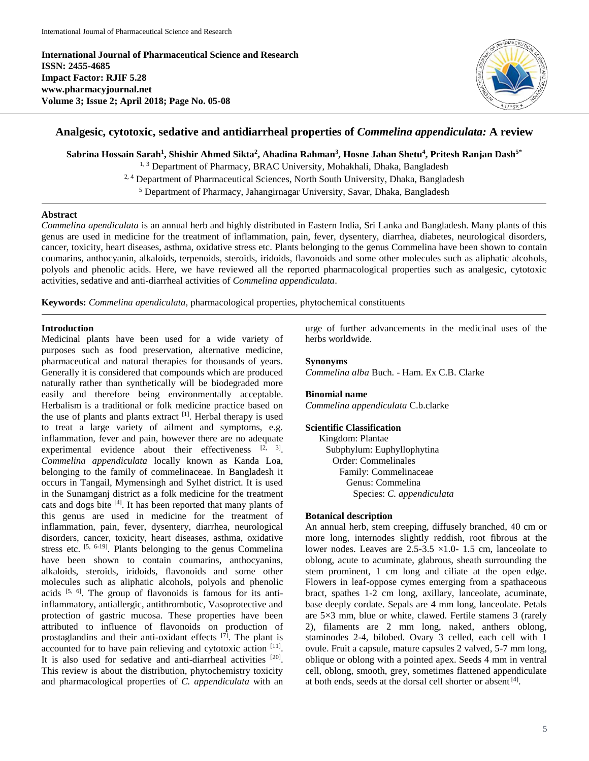**International Journal of Pharmaceutical Science and Research**
**ISSN: 2455-4685**
**Impact Factor: RJIF 5.28**
**www.pharmacyjournal.net**
**Volume 3; Issue 2; April 2018; Page No. 05-08**

# Analgesic, cytotoxic, sedative and antidiarrheal properties of *Commelina appendiculata:* A review

**Sabrina Hossain Sarah[1], Shishir Ahmed Sikta[2], Ahadina Rahman[3], Hosne Jahan Shetu[4], Pritesh Ranjan Dash[5*]**

[1, 3] Department of Pharmacy, BRAC University, Mohakhali, Dhaka, Bangladesh
[2, 4] Department of Pharmaceutical Sciences, North South University, Dhaka, Bangladesh
[5] Department of Pharmacy, Jahangirnagar University, Savar, Dhaka, Bangladesh

## Abstract

*Commelina apendiculata* is an annual herb and highly distributed in Eastern India, Sri Lanka and Bangladesh. Many plants of this genus are used in medicine for the treatment of inflammation, pain, fever, dysentery, diarrhea, diabetes, neurological disorders, cancer, toxicity, heart diseases, asthma, oxidative stress etc. Plants belonging to the genus Commelina have been shown to contain coumarins, anthocyanin, alkaloids, terpenoids, steroids, iridoids, flavonoids and some other molecules such as aliphatic alcohols, polyols and phenolic acids. Here, we have reviewed all the reported pharmacological properties such as analgesic, cytotoxic activities, sedative and anti-diarrheal activities of *Commelina appendiculata*.

**Keywords:** *Commelina apendiculata*, pharmacological properties, phytochemical constituents

## Introduction

Medicinal plants have been used for a wide variety of purposes such as food preservation, alternative medicine, pharmaceutical and natural therapies for thousands of years. Generally it is considered that compounds which are produced naturally rather than synthetically will be biodegraded more easily and therefore being environmentally acceptable. Herbalism is a traditional or folk medicine practice based on the use of plants and plants extract [1]. Herbal therapy is used to treat a large variety of ailment and symptoms, e.g. inflammation, fever and pain, however there are no adequate experimental evidence about their effectiveness [2, 3]. *Commelina appendiculata* locally known as Kanda Loa, belonging to the family of commelinaceae. In Bangladesh it occurs in Tangail, Mymensingh and Sylhet district. It is used in the Sunamganj district as a folk medicine for the treatment cats and dogs bite [4]. It has been reported that many plants of this genus are used in medicine for the treatment of inflammation, pain, fever, dysentery, diarrhea, neurological disorders, cancer, toxicity, heart diseases, asthma, oxidative stress etc. [5, 6-19]. Plants belonging to the genus Commelina have been shown to contain coumarins, anthocyanins, alkaloids, steroids, iridoids, flavonoids and some other molecules such as aliphatic alcohols, polyols and phenolic acids [5, 6]. The group of flavonoids is famous for its anti-inflammatory, antiallergic, antithrombotic, Vasoprotective and protection of gastric mucosa. These properties have been attributed to influence of flavonoids on production of prostaglandins and their anti-oxidant effects [7]. The plant is accounted for to have pain relieving and cytotoxic action [11]. It is also used for sedative and anti-diarrheal activities [20]. This review is about the distribution, phytochemistry toxicity and pharmacological properties of *C. appendiculata* with an urge of further advancements in the medicinal uses of the herbs worldwide.

### Synonyms

*Commelina alba* Buch. - Ham. Ex C.B. Clarke

### Binomial name

*Commelina appendiculata* C.b.clarke

### Scientific Classification

Kingdom: Plantae
Subphylum: Euphyllophytina
Order: Commelinales
Family: Commelinaceae
Genus: Commelina
Species: *C. appendiculata*

### Botanical description

An annual herb, stem creeping, diffusely branched, 40 cm or more long, internodes slightly reddish, root fibrous at the lower nodes. Leaves are 2.5-3.5 ×1.0- 1.5 cm, lanceolate to oblong, acute to acuminate, glabrous, sheath surrounding the stem prominent, 1 cm long and ciliate at the open edge. Flowers in leaf-oppose cymes emerging from a spathaceous bract, spathes 1-2 cm long, axillary, lanceolate, acuminate, base deeply cordate. Sepals are 4 mm long, lanceolate. Petals are 5×3 mm, blue or white, clawed. Fertile stamens 3 (rarely 2), filaments are 2 mm long, naked, anthers oblong, staminodes 2-4, bilobed. Ovary 3 celled, each cell with 1 ovule. Fruit a capsule, mature capsules 2 valved, 5-7 mm long, oblique or oblong with a pointed apex. Seeds 4 mm in ventral cell, oblong, smooth, grey, sometimes flattened appendiculate at both ends, seeds at the dorsal cell shorter or absent [4].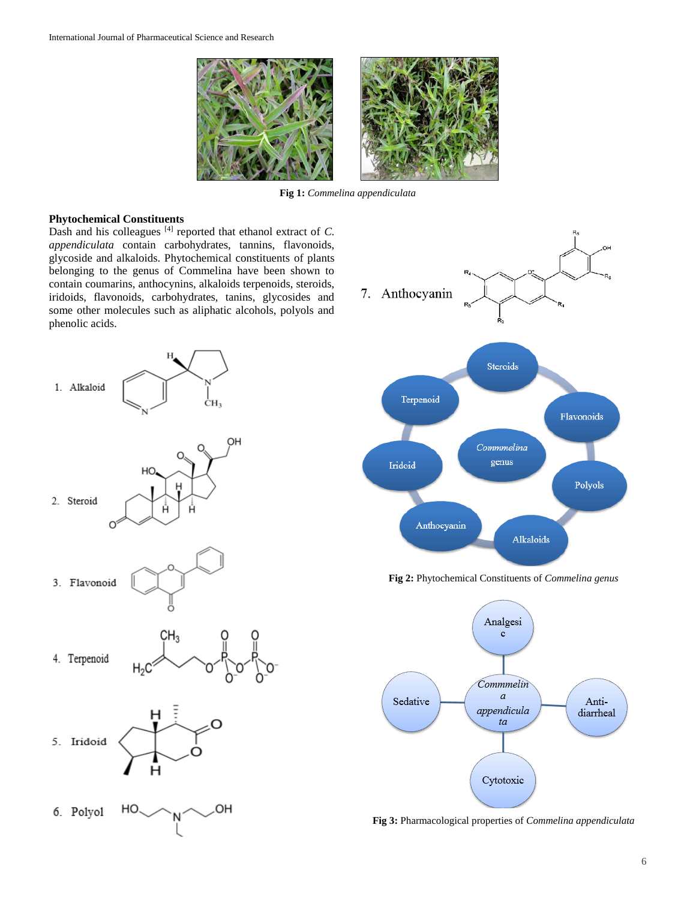Fig 1: *Commelina appendiculata*

### Phytochemical Constituents

Dash and his colleagues [4] reported that ethanol extract of *C. appendiculata* contain carbohydrates, tannins, flavonoids, glycoside and alkaloids. Phytochemical constituents of plants belonging to the genus of Commelina have been shown to contain coumarins, anthocynins, alkaloids terpenoids, steroids, iridoids, flavonoids, carbohydrates, tanins, glycosides and some other molecules such as aliphatic alcohols, polyols and phenolic acids.

1. Alkaloid
2. Steroid
3. Flavonoid
4. Terpenoid
5. Iridoid
6. Polyol
7. Anthocyanin

**Fig 2:** Phytochemical Constituents of *Commelina genus*

**Fig 3:** Pharmacological properties of *Commelina appendiculata*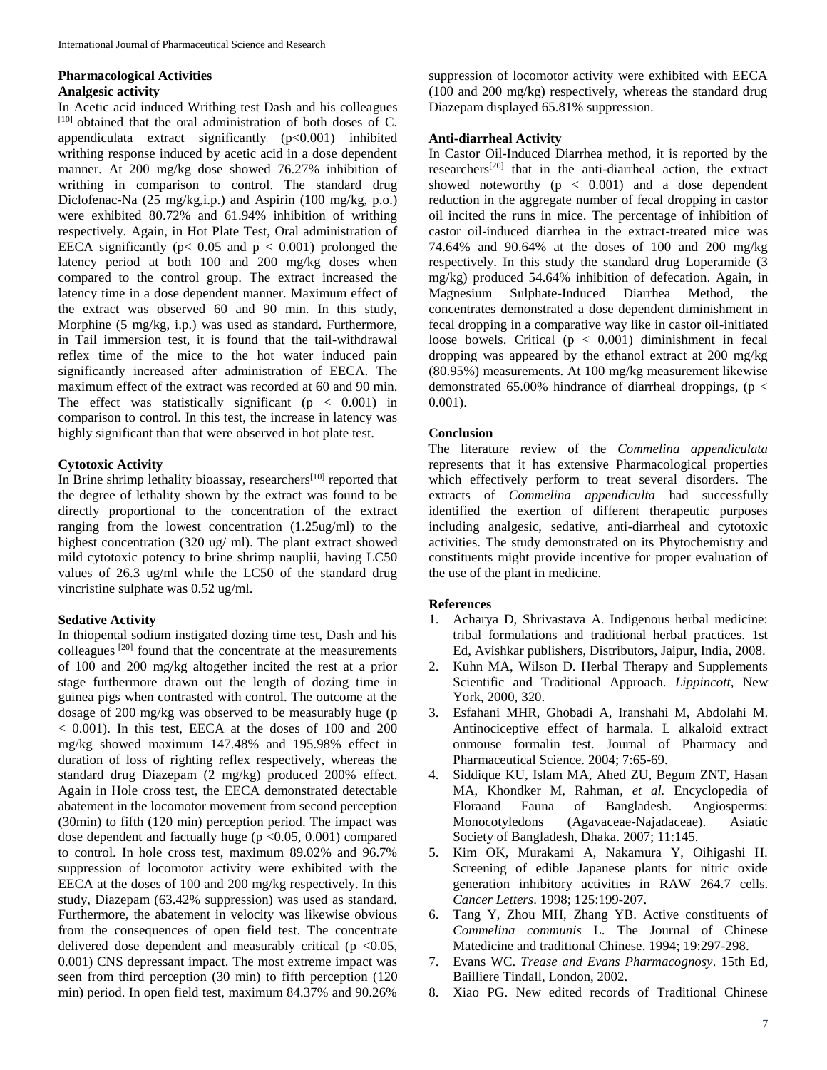## Pharmacological Activities

### Analgesic activity

In Acetic acid induced Writhing test Dash and his colleagues [10] obtained that the oral administration of both doses of C. appendiculata extract significantly ($p<0.001$) inhibited writhing response induced by acetic acid in a dose dependent manner. At 200 mg/kg dose showed 76.27% inhibition of writhing in comparison to control. The standard drug Diclofenac-Na (25 mg/kg,i.p.) and Aspirin (100 mg/kg, p.o.) were exhibited 80.72% and 61.94% inhibition of writhing respectively. Again, in Hot Plate Test, Oral administration of EECA significantly ($p< 0.05$ and $p < 0.001$) prolonged the latency period at both 100 and 200 mg/kg doses when compared to the control group. The extract increased the latency time in a dose dependent manner. Maximum effect of the extract was observed 60 and 90 min. In this study, Morphine (5 mg/kg, i.p.) was used as standard. Furthermore, in Tail immersion test, it is found that the tail-withdrawal reflex time of the mice to the hot water induced pain significantly increased after administration of EECA. The maximum effect of the extract was recorded at 60 and 90 min. The effect was statistically significant ($p < 0.001$) in comparison to control. In this test, the increase in latency was highly significant than that were observed in hot plate test.

### Cytotoxic Activity

In Brine shrimp lethality bioassay, researchers[10] reported that the degree of lethality shown by the extract was found to be directly proportional to the concentration of the extract ranging from the lowest concentration (1.25ug/ml) to the highest concentration (320 ug/ ml). The plant extract showed mild cytotoxic potency to brine shrimp nauplii, having $LC_{50}$ values of 26.3 ug/ml while the $LC_{50}$ of the standard drug vincristine sulphate was 0.52 ug/ml.

### Sedative Activity

In thiopental sodium instigated dozing time test, Dash and his colleagues [20] found that the concentrate at the measurements of 100 and 200 mg/kg altogether incited the rest at a prior stage furthermore drawn out the length of dozing time in guinea pigs when contrasted with control. The outcome at the dosage of 200 mg/kg was observed to be measurably huge ($p < 0.001$). In this test, EECA at the doses of 100 and 200 mg/kg showed maximum 147.48% and 195.98% effect in duration of loss of righting reflex respectively, whereas the standard drug Diazepam (2 mg/kg) produced 200% effect. Again in Hole cross test, the EECA demonstrated detectable abatement in the locomotor movement from second perception (30min) to fifth (120 min) perception period. The impact was dose dependent and factually huge ($p <0.05$, 0.001) compared to control. In hole cross test, maximum 89.02% and 96.7% suppression of locomotor activity were exhibited with the EECA at the doses of 100 and 200 mg/kg respectively. In this study, Diazepam (63.42% suppression) was used as standard. Furthermore, the abatement in velocity was likewise obvious from the consequences of open field test. The concentrate delivered dose dependent and measurably critical ($p <0.05$, 0.001) CNS depressant impact. The most extreme impact was seen from third perception (30 min) to fifth perception (120 min) period. In open field test, maximum 84.37% and 90.26% suppression of locomotor activity were exhibited with EECA (100 and 200 mg/kg) respectively, whereas the standard drug Diazepam displayed 65.81% suppression.

### Anti-diarrheal Activity

In Castor Oil-Induced Diarrhea method, it is reported by the researchers[20] that in the anti-diarrheal action, the extract showed noteworthy ($p < 0.001$) and a dose dependent reduction in the aggregate number of fecal dropping in castor oil incited the runs in mice. The percentage of inhibition of castor oil-induced diarrhea in the extract-treated mice was 74.64% and 90.64% at the doses of 100 and 200 mg/kg respectively. In this study the standard drug Loperamide (3 mg/kg) produced 54.64% inhibition of defecation. Again, in Magnesium Sulphate-Induced Diarrhea Method, the concentrates demonstrated a dose dependent diminishment in fecal dropping in a comparative way like in castor oil-initiated loose bowels. Critical ($p < 0.001$) diminishment in fecal dropping was appeared by the ethanol extract at 200 mg/kg (80.95%) measurements. At 100 mg/kg measurement likewise demonstrated 65.00% hindrance of diarrheal droppings, ($p < 0.001$).

## Conclusion

The literature review of the *Commelina appendiculata* represents that it has extensive Pharmacological properties which effectively perform to treat several disorders. The extracts of *Commelina appendiculta* had successfully identified the exertion of different therapeutic purposes including analgesic, sedative, anti-diarrheal and cytotoxic activities. The study demonstrated on its Phytochemistry and constituents might provide incentive for proper evaluation of the use of the plant in medicine.

## References

1. Acharya D, Shrivastava A. Indigenous herbal medicine: tribal formulations and traditional herbal practices. 1st Ed, Avishkar publishers, Distributors, Jaipur, India, 2008.
2. Kuhn MA, Wilson D. Herbal Therapy and Supplements Scientific and Traditional Approach. *Lippincott*, New York, 2000, 320.
3. Esfahani MHR, Ghobadi A, Iranshahi M, Abdolahi M. Antinociceptive effect of harmala. L alkaloid extract onmouse formalin test. Journal of Pharmacy and Pharmaceutical Science. 2004; 7:65-69.
4. Siddique KU, Islam MA, Ahed ZU, Begum ZNT, Hasan MA, Khondker M, Rahman, *et al.* Encyclopedia of Floraand Fauna of Bangladesh. Angiosperms: Monocotyledons (Agavaceae-Najadaceae). Asiatic Society of Bangladesh, Dhaka. 2007; 11:145.
5. Kim OK, Murakami A, Nakamura Y, Oihigashi H. Screening of edible Japanese plants for nitric oxide generation inhibitory activities in RAW 264.7 cells. *Cancer Letters*. 1998; 125:199-207.
6. Tang Y, Zhou MH, Zhang YB. Active constituents of *Commelina communis* L. The Journal of Chinese Matedicine and traditional Chinese. 1994; 19:297-298.
7. Evans WC. *Trease and Evans Pharmacognosy*. 15th Ed, Bailliere Tindall, London, 2002.
8. Xiao PG. New edited records of Traditional Chinese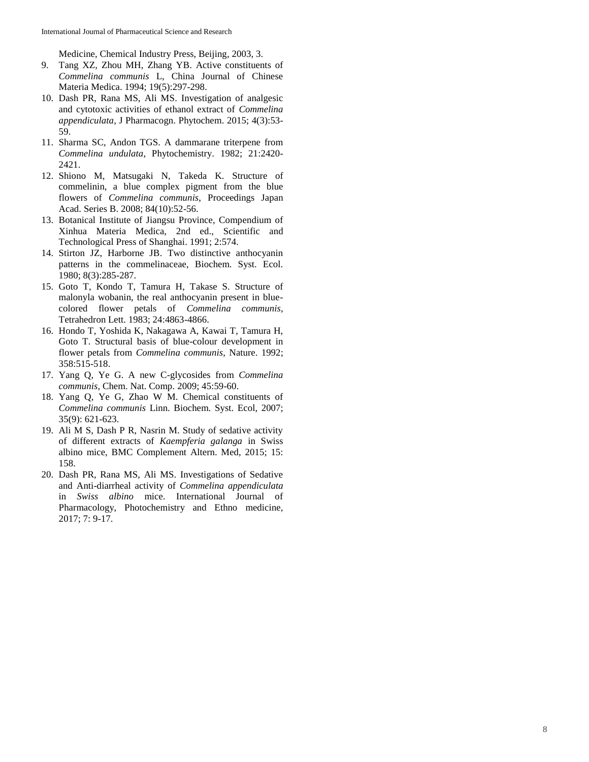Medicine, Chemical Industry Press, Beijing, 2003, 3.

9. Tang XZ, Zhou MH, Zhang YB. Active constituents of *Commelina communis* L, China Journal of Chinese Materia Medica. 1994; 19(5):297-298.
10. Dash PR, Rana MS, Ali MS. Investigation of analgesic and cytotoxic activities of ethanol extract of *Commelina appendiculata*, J Pharmacogn. Phytochem. 2015; 4(3):53-59.
11. Sharma SC, Andon TGS. A dammarane triterpene from *Commelina undulata*, Phytochemistry. 1982; 21:2420-2421.
12. Shiono M, Matsugaki N, Takeda K. Structure of commelinin, a blue complex pigment from the blue flowers of *Commelina communis*, Proceedings Japan Acad. Series B. 2008; 84(10):52-56.
13. Botanical Institute of Jiangsu Province, Compendium of Xinhua Materia Medica, 2nd ed., Scientific and Technological Press of Shanghai. 1991; 2:574.
14. Stirton JZ, Harborne JB. Two distinctive anthocyanin patterns in the commelinaceae, Biochem. Syst. Ecol. 1980; 8(3):285-287.
15. Goto T, Kondo T, Tamura H, Takase S. Structure of malonyla wobanin, the real anthocyanin present in blue-colored flower petals of *Commelina communis*, Tetrahedron Lett. 1983; 24:4863-4866.
16. Hondo T, Yoshida K, Nakagawa A, Kawai T, Tamura H, Goto T. Structural basis of blue-colour development in flower petals from *Commelina communis*, Nature. 1992; 358:515-518.
17. Yang Q, Ye G. A new C-glycosides from *Commelina communis*, Chem. Nat. Comp. 2009; 45:59-60.
18. Yang Q, Ye G, Zhao W M. Chemical constituents of *Commelina communis* Linn. Biochem. Syst. Ecol, 2007; 35(9): 621-623.
19. Ali M S, Dash P R, Nasrin M. Study of sedative activity of different extracts of *Kaempferia galanga* in Swiss albino mice, BMC Complement Altern. Med, 2015; 15: 158.
20. Dash PR, Rana MS, Ali MS. Investigations of Sedative and Anti-diarrheal activity of *Commelina appendiculata* in *Swiss albino* mice. International Journal of Pharmacology, Photochemistry and Ethno medicine, 2017; 7: 9-17.